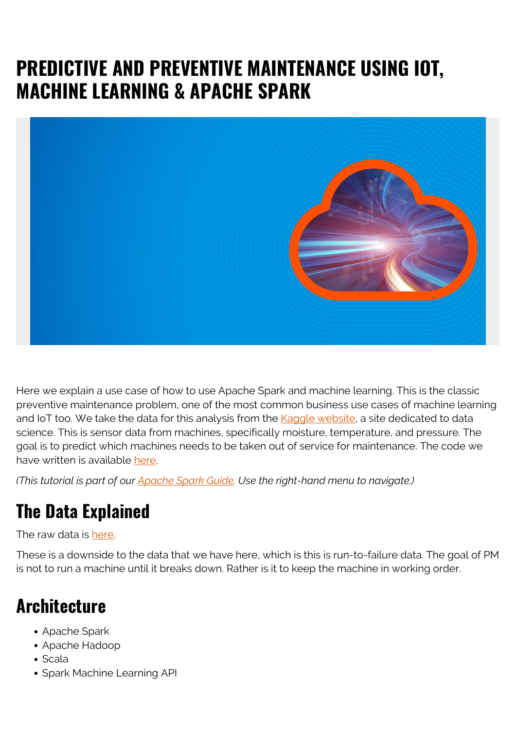# PREDICTIVE AND PREVENTIVE MAINTENANCE USING IOT, MACHINE LEARNING & APACHE SPARK

Here we explain a use case of how to use Apache Spark and machine learning. This is the classic preventive maintenance problem, one of the most common business use cases of machine learning and IoT too. We take the data for this analysis from the Kaggle website, a site dedicated to data science. This is sensor data from machines, specifically moisture, temperature, and pressure. The goal is to predict which machines needs to be taken out of service for maintenance. The code we have written is available here.

*(This tutorial is part of our Apache Spark Guide. Use the right-hand menu to navigate.)*

## The Data Explained

The raw data is here.

These is a downside to the data that we have here, which is this is run-to-failure data. The goal of PM is not to run a machine until it breaks down. Rather is it to keep the machine in working order.

## Architecture

- Apache Spark
- Apache Hadoop
- Scala
- Spark Machine Learning API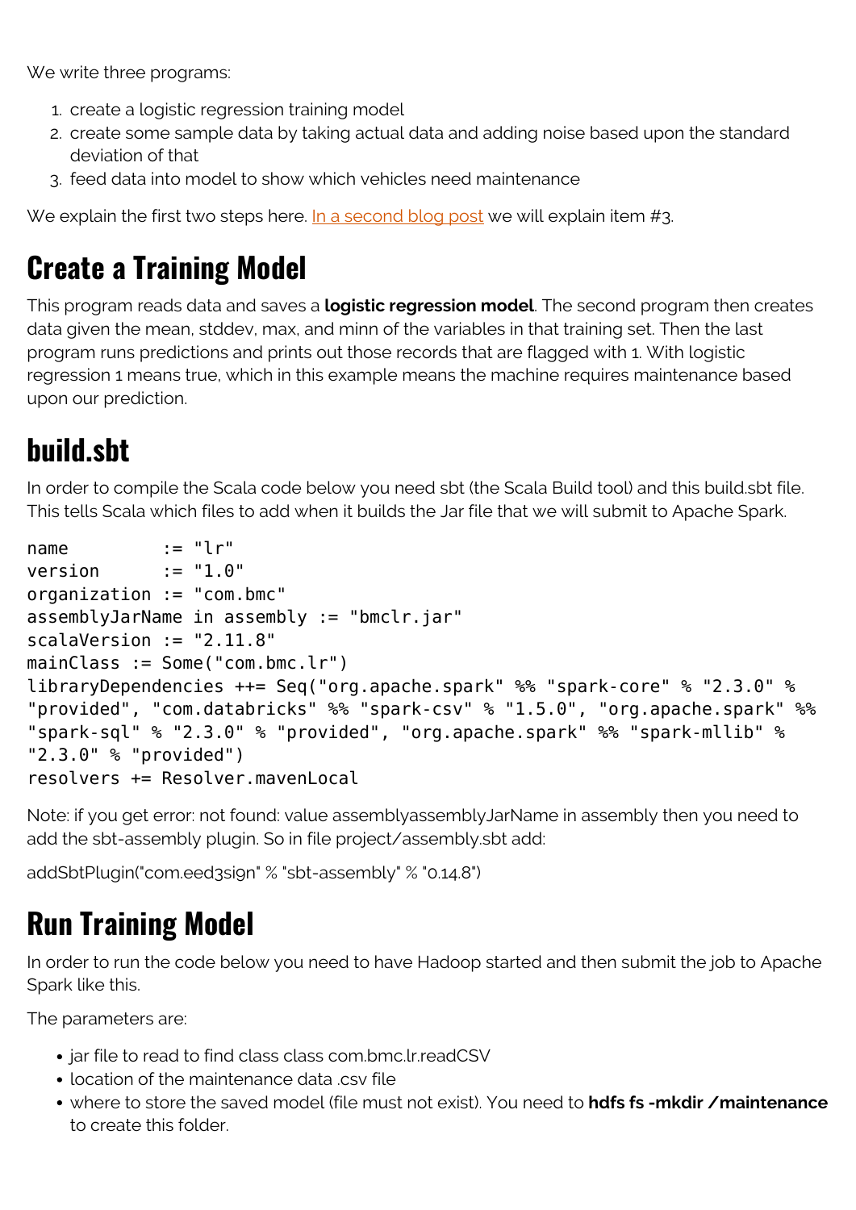We write three programs:

1. create a logistic regression training model
2. create some sample data by taking actual data and adding noise based upon the standard deviation of that
3. feed data into model to show which vehicles need maintenance

We explain the first two steps here. In a second blog post we will explain item #3.

## Create a Training Model

This program reads data and saves a **logistic regression model**. The second program then creates data given the mean, stddev, max, and minn of the variables in that training set. Then the last program runs predictions and prints out those records that are flagged with 1. With logistic regression 1 means true, which in this example means the machine requires maintenance based upon our prediction.

## build.sbt

In order to compile the Scala code below you need sbt (the Scala Build tool) and this build.sbt file. This tells Scala which files to add when it builds the Jar file that we will submit to Apache Spark.

```
name         := "lr"
version      := "1.0"
organization := "com.bmc"
assemblyJarName in assembly := "bmclr.jar"
scalaVersion := "2.11.8"
mainClass := Some("com.bmc.lr")
libraryDependencies ++= Seq("org.apache.spark" %% "spark-core" % "2.3.0" %
"provided", "com.databricks" %% "spark-csv" % "1.5.0", "org.apache.spark" %%
"spark-sql" % "2.3.0" % "provided", "org.apache.spark" %% "spark-mllib" %
"2.3.0" % "provided")
resolvers += Resolver.mavenLocal
```

Note: if you get error: not found: value assemblyassemblyJarName in assembly then you need to add the sbt-assembly plugin. So in file project/assembly.sbt add:

addSbtPlugin("com.eed3si9n" % "sbt-assembly" % "0.14.8")

## Run Training Model

In order to run the code below you need to have Hadoop started and then submit the job to Apache Spark like this.

The parameters are:

- jar file to read to find class class com.bmc.lr.readCSV
- location of the maintenance data .csv file
- where to store the saved model (file must not exist). You need to **hdfs fs -mkdir /maintenance** to create this folder.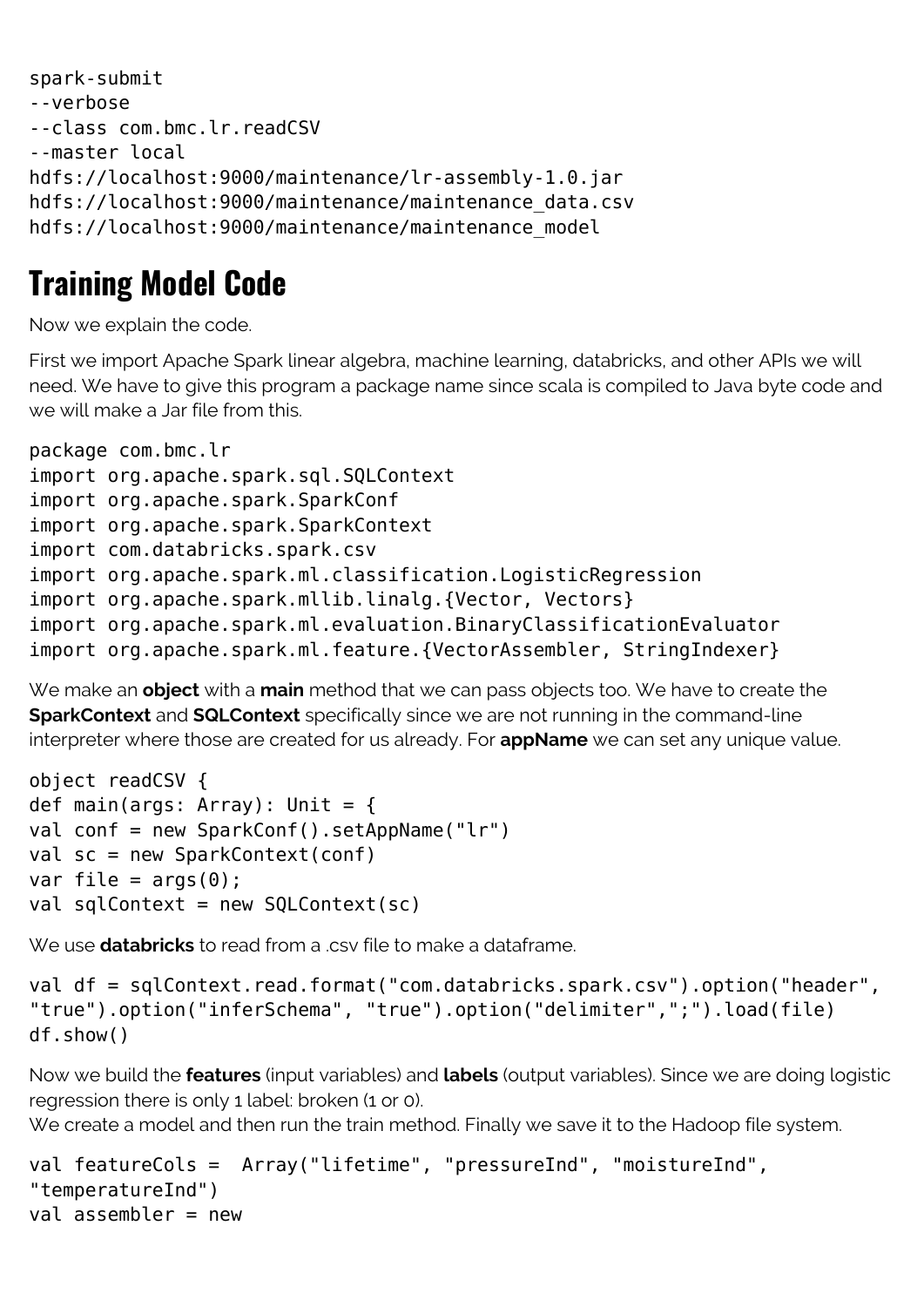```
spark-submit
--verbose
--class com.bmc.lr.readCSV
--master local
hdfs://localhost:9000/maintenance/lr-assembly-1.0.jar
hdfs://localhost:9000/maintenance/maintenance_data.csv
hdfs://localhost:9000/maintenance/maintenance_model
```

## Training Model Code

Now we explain the code.

First we import Apache Spark linear algebra, machine learning, databricks, and other APIs we will need. We have to give this program a package name since scala is compiled to Java byte code and we will make a Jar file from this.

```
package com.bmc.lr
import org.apache.spark.sql.SQLContext
import org.apache.spark.SparkConf
import org.apache.spark.SparkContext
import com.databricks.spark.csv
import org.apache.spark.ml.classification.LogisticRegression
import org.apache.spark.mllib.linalg.{Vector, Vectors}
import org.apache.spark.ml.evaluation.BinaryClassificationEvaluator
import org.apache.spark.ml.feature.{VectorAssembler, StringIndexer}
```

We make an **object** with a **main** method that we can pass objects too. We have to create the **SparkContext** and **SQLContext** specifically since we are not running in the command-line interpreter where those are created for us already. For **appName** we can set any unique value.

```
object readCSV {
def main(args: Array): Unit = {
val conf = new SparkConf().setAppName("lr")
val sc = new SparkContext(conf)
var file = args(0);
val sqlContext = new SQLContext(sc)
```

We use **databricks** to read from a .csv file to make a dataframe.

```
val df = sqlContext.read.format("com.databricks.spark.csv").option("header",
"true").option("inferSchema", "true").option("delimiter",";").load(file)
df.show()
```

Now we build the **features** (input variables) and **labels** (output variables). Since we are doing logistic regression there is only 1 label: broken (1 or 0).
We create a model and then run the train method. Finally we save it to the Hadoop file system.

```
val featureCols =  Array("lifetime", "pressureInd", "moistureInd",
"temperatureInd")
val assembler = new
```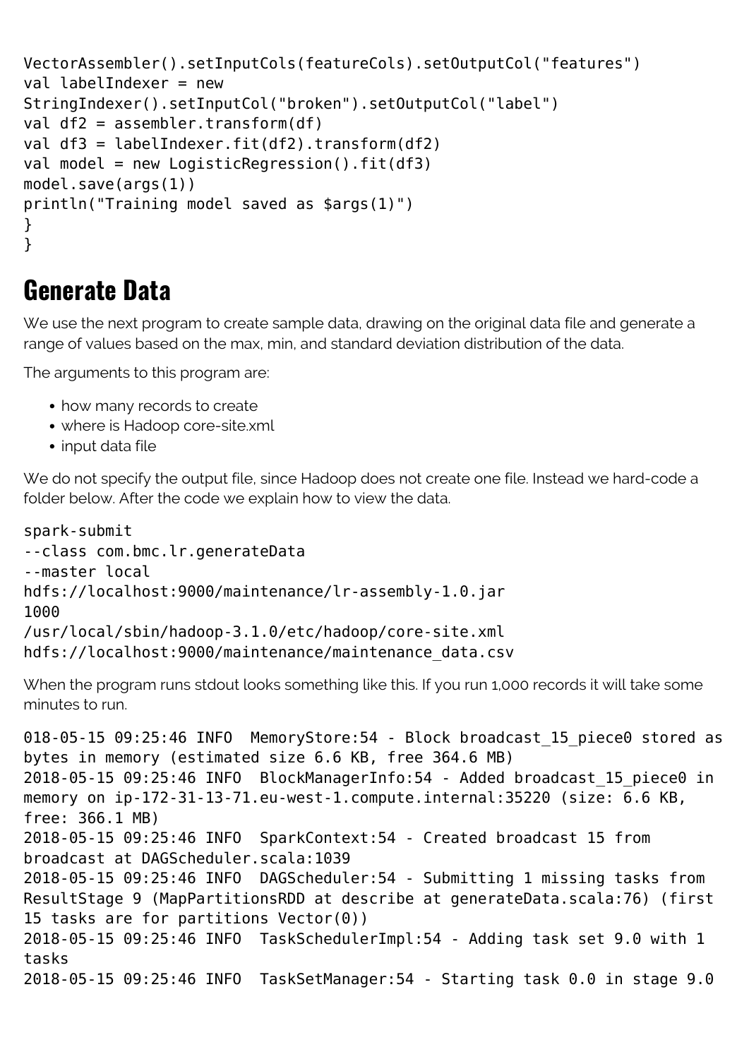```
VectorAssembler().setInputCols(featureCols).setOutputCol("features")
val labelIndexer = new
StringIndexer().setInputCol("broken").setOutputCol("label")
val df2 = assembler.transform(df)
val df3 = labelIndexer.fit(df2).transform(df2)
val model = new LogisticRegression().fit(df3)
model.save(args(1))
println("Training model saved as $args(1)")
}
}
```

## Generate Data

We use the next program to create sample data, drawing on the original data file and generate a range of values based on the max, min, and standard deviation distribution of the data.

The arguments to this program are:

- how many records to create
- where is Hadoop core-site.xml
- input data file

We do not specify the output file, since Hadoop does not create one file. Instead we hard-code a folder below. After the code we explain how to view the data.

```
spark-submit
--class com.bmc.lr.generateData
--master local
hdfs://localhost:9000/maintenance/lr-assembly-1.0.jar
1000
/usr/local/sbin/hadoop-3.1.0/etc/hadoop/core-site.xml
hdfs://localhost:9000/maintenance/maintenance_data.csv
```

When the program runs stdout looks something like this. If you run 1,000 records it will take some minutes to run.

```
018-05-15 09:25:46 INFO  MemoryStore:54 - Block broadcast_15_piece0 stored as
bytes in memory (estimated size 6.6 KB, free 364.6 MB)
2018-05-15 09:25:46 INFO  BlockManagerInfo:54 - Added broadcast_15_piece0 in
memory on ip-172-31-13-71.eu-west-1.compute.internal:35220 (size: 6.6 KB,
free: 366.1 MB)
2018-05-15 09:25:46 INFO  SparkContext:54 - Created broadcast 15 from
broadcast at DAGScheduler.scala:1039
2018-05-15 09:25:46 INFO  DAGScheduler:54 - Submitting 1 missing tasks from
ResultStage 9 (MapPartitionsRDD at describe at generateData.scala:76) (first
15 tasks are for partitions Vector(0))
2018-05-15 09:25:46 INFO  TaskSchedulerImpl:54 - Adding task set 9.0 with 1
tasks
2018-05-15 09:25:46 INFO  TaskSetManager:54 - Starting task 0.0 in stage 9.0
```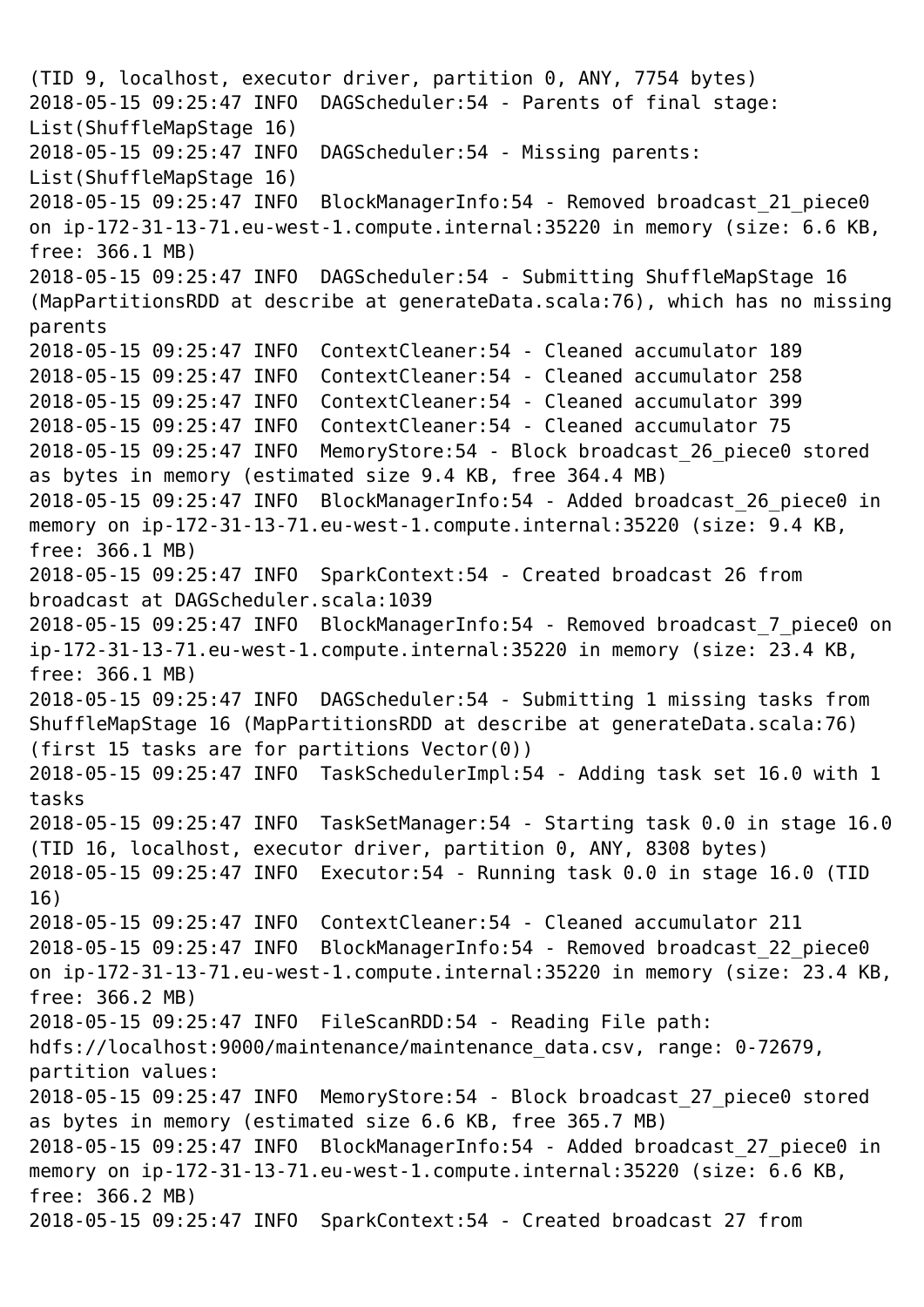```
(TID 9, localhost, executor driver, partition 0, ANY, 7754 bytes)
2018-05-15 09:25:47 INFO  DAGScheduler:54 - Parents of final stage:
List(ShuffleMapStage 16)
2018-05-15 09:25:47 INFO  DAGScheduler:54 - Missing parents:
List(ShuffleMapStage 16)
2018-05-15 09:25:47 INFO  BlockManagerInfo:54 - Removed broadcast_21_piece0
on ip-172-31-13-71.eu-west-1.compute.internal:35220 in memory (size: 6.6 KB,
free: 366.1 MB)
2018-05-15 09:25:47 INFO  DAGScheduler:54 - Submitting ShuffleMapStage 16
(MapPartitionsRDD at describe at generateData.scala:76), which has no missing
parents
2018-05-15 09:25:47 INFO  ContextCleaner:54 - Cleaned accumulator 189
2018-05-15 09:25:47 INFO  ContextCleaner:54 - Cleaned accumulator 258
2018-05-15 09:25:47 INFO  ContextCleaner:54 - Cleaned accumulator 399
2018-05-15 09:25:47 INFO  ContextCleaner:54 - Cleaned accumulator 75
2018-05-15 09:25:47 INFO  MemoryStore:54 - Block broadcast_26_piece0 stored
as bytes in memory (estimated size 9.4 KB, free 364.4 MB)
2018-05-15 09:25:47 INFO  BlockManagerInfo:54 - Added broadcast_26_piece0 in
memory on ip-172-31-13-71.eu-west-1.compute.internal:35220 (size: 9.4 KB,
free: 366.1 MB)
2018-05-15 09:25:47 INFO  SparkContext:54 - Created broadcast 26 from
broadcast at DAGScheduler.scala:1039
2018-05-15 09:25:47 INFO  BlockManagerInfo:54 - Removed broadcast_7_piece0 on
ip-172-31-13-71.eu-west-1.compute.internal:35220 in memory (size: 23.4 KB,
free: 366.1 MB)
2018-05-15 09:25:47 INFO  DAGScheduler:54 - Submitting 1 missing tasks from
ShuffleMapStage 16 (MapPartitionsRDD at describe at generateData.scala:76)
(first 15 tasks are for partitions Vector(0))
2018-05-15 09:25:47 INFO  TaskSchedulerImpl:54 - Adding task set 16.0 with 1
tasks
2018-05-15 09:25:47 INFO  TaskSetManager:54 - Starting task 0.0 in stage 16.0
(TID 16, localhost, executor driver, partition 0, ANY, 8308 bytes)
2018-05-15 09:25:47 INFO  Executor:54 - Running task 0.0 in stage 16.0 (TID
16)
2018-05-15 09:25:47 INFO  ContextCleaner:54 - Cleaned accumulator 211
2018-05-15 09:25:47 INFO  BlockManagerInfo:54 - Removed broadcast_22_piece0
on ip-172-31-13-71.eu-west-1.compute.internal:35220 in memory (size: 23.4 KB,
free: 366.2 MB)
2018-05-15 09:25:47 INFO  FileScanRDD:54 - Reading File path:
hdfs://localhost:9000/maintenance/maintenance_data.csv, range: 0-72679,
partition values:
2018-05-15 09:25:47 INFO  MemoryStore:54 - Block broadcast_27_piece0 stored
as bytes in memory (estimated size 6.6 KB, free 365.7 MB)
2018-05-15 09:25:47 INFO  BlockManagerInfo:54 - Added broadcast_27_piece0 in
memory on ip-172-31-13-71.eu-west-1.compute.internal:35220 (size: 6.6 KB,
free: 366.2 MB)
2018-05-15 09:25:47 INFO  SparkContext:54 - Created broadcast 27 from
```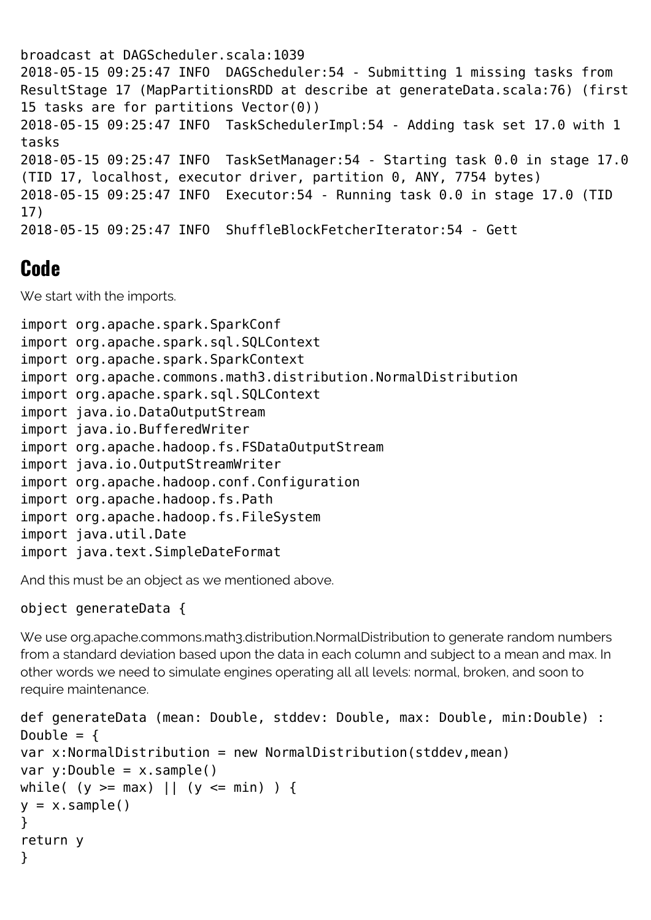```
broadcast at DAGScheduler.scala:1039
2018-05-15 09:25:47 INFO  DAGScheduler:54 - Submitting 1 missing tasks from
ResultStage 17 (MapPartitionsRDD at describe at generateData.scala:76) (first
15 tasks are for partitions Vector(0))
2018-05-15 09:25:47 INFO  TaskSchedulerImpl:54 - Adding task set 17.0 with 1
tasks
2018-05-15 09:25:47 INFO  TaskSetManager:54 - Starting task 0.0 in stage 17.0
(TID 17, localhost, executor driver, partition 0, ANY, 7754 bytes)
2018-05-15 09:25:47 INFO  Executor:54 - Running task 0.0 in stage 17.0 (TID
17)
2018-05-15 09:25:47 INFO  ShuffleBlockFetcherIterator:54 - Gett
```

## Code

We start with the imports.

```
import org.apache.spark.SparkConf
import org.apache.spark.sql.SQLContext
import org.apache.spark.SparkContext
import org.apache.commons.math3.distribution.NormalDistribution
import org.apache.spark.sql.SQLContext
import java.io.DataOutputStream
import java.io.BufferedWriter
import org.apache.hadoop.fs.FSDataOutputStream
import java.io.OutputStreamWriter
import org.apache.hadoop.conf.Configuration
import org.apache.hadoop.fs.Path
import org.apache.hadoop.fs.FileSystem
import java.util.Date
import java.text.SimpleDateFormat
```

And this must be an object as we mentioned above.

```
object generateData {
```

We use org.apache.commons.math3.distribution.NormalDistribution to generate random numbers from a standard deviation based upon the data in each column and subject to a mean and max. In other words we need to simulate engines operating all all levels: normal, broken, and soon to require maintenance.

```
def generateData (mean: Double, stddev: Double, max: Double, min:Double) :
Double = {
var x:NormalDistribution = new NormalDistribution(stddev,mean)
var y:Double = x.sample()
while( (y >= max) || (y <= min) ) {
y = x.sample()
}
return y
}
```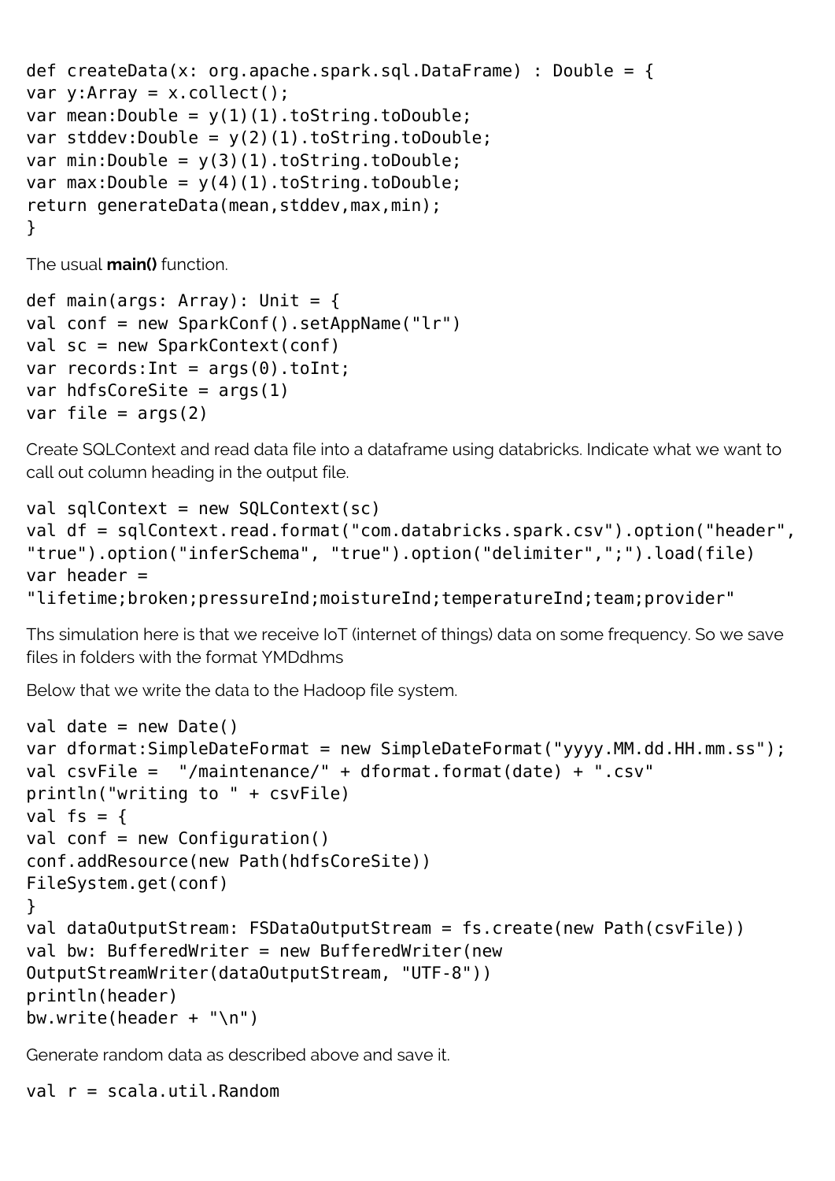```
def createData(x: org.apache.spark.sql.DataFrame) : Double = {
var y:Array = x.collect();
var mean:Double = y(1)(1).toString.toDouble;
var stddev:Double = y(2)(1).toString.toDouble;
var min:Double = y(3)(1).toString.toDouble;
var max:Double = y(4)(1).toString.toDouble;
return generateData(mean,stddev,max,min);
}
```

The usual **main()** function.

```
def main(args: Array): Unit = {
val conf = new SparkConf().setAppName("lr")
val sc = new SparkContext(conf)
var records:Int = args(0).toInt;
var hdfsCoreSite = args(1)
var file = args(2)
```

Create SQLContext and read data file into a dataframe using databricks. Indicate what we want to call out column heading in the output file.

```
val sqlContext = new SQLContext(sc)
val df = sqlContext.read.format("com.databricks.spark.csv").option("header",
"true").option("inferSchema", "true").option("delimiter",";").load(file)
var header =
"lifetime;broken;pressureInd;moistureInd;temperatureInd;team;provider"
```

Ths simulation here is that we receive IoT (internet of things) data on some frequency. So we save files in folders with the format YMDdhms

Below that we write the data to the Hadoop file system.

```
val date = new Date()
var dformat:SimpleDateFormat = new SimpleDateFormat("yyyy.MM.dd.HH.mm.ss");
val csvFile =  "/maintenance/" + dformat.format(date) + ".csv"
println("writing to " + csvFile)
val fs = {
val conf = new Configuration()
conf.addResource(new Path(hdfsCoreSite))
FileSystem.get(conf)
}
val dataOutputStream: FSDataOutputStream = fs.create(new Path(csvFile))
val bw: BufferedWriter = new BufferedWriter(new
OutputStreamWriter(dataOutputStream, "UTF-8"))
println(header)
bw.write(header + "\n")
```

Generate random data as described above and save it.

```
val r = scala.util.Random
```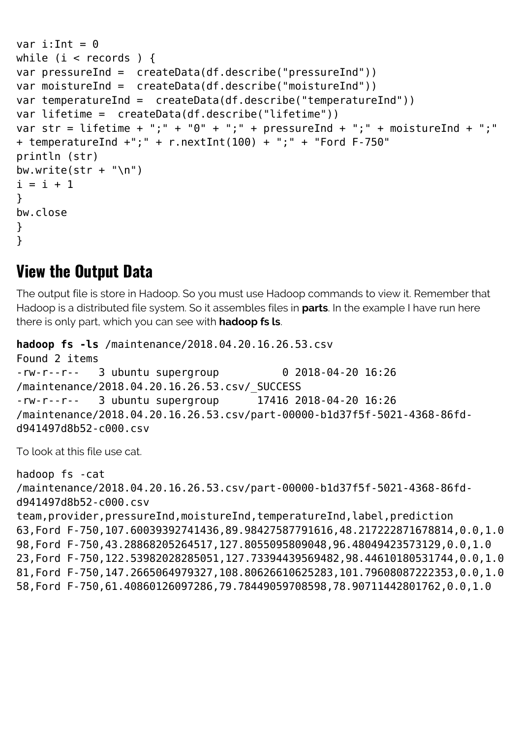```
var i:Int = 0
while (i < records ) {
var pressureInd =  createData(df.describe("pressureInd"))
var moistureInd =  createData(df.describe("moistureInd"))
var temperatureInd =  createData(df.describe("temperatureInd"))
var lifetime =  createData(df.describe("lifetime"))
var str = lifetime + ";" + "0" + ";" + pressureInd + ";" + moistureInd + ";"
+ temperatureInd +";" + r.nextInt(100) + ";" + "Ford F-750"
println (str)
bw.write(str + "\n")
i = i + 1
}
bw.close
}
}
```

## View the Output Data

The output file is store in Hadoop. So you must use Hadoop commands to view it. Remember that Hadoop is a distributed file system. So it assembles files in **parts**. In the example I have run here there is only part, which you can see with **hadoop fs ls**.

```
hadoop fs -ls /maintenance/2018.04.20.16.26.53.csv
Found 2 items
-rw-r--r--   3 ubuntu supergroup          0 2018-04-20 16:26
/maintenance/2018.04.20.16.26.53.csv/_SUCCESS
-rw-r--r--   3 ubuntu supergroup      17416 2018-04-20 16:26
/maintenance/2018.04.20.16.26.53.csv/part-00000-b1d37f5f-5021-4368-86fd-
d941497d8b52-c000.csv
```

To look at this file use cat.

```
hadoop fs -cat
/maintenance/2018.04.20.16.26.53.csv/part-00000-b1d37f5f-5021-4368-86fd-
d941497d8b52-c000.csv
team,provider,pressureInd,moistureInd,temperatureInd,label,prediction
63,Ford F-750,107.60039392741436,89.98427587791616,48.217222871678814,0.0,1.0
98,Ford F-750,43.28868205264517,127.8055095809048,96.48049423573129,0.0,1.0
23,Ford F-750,122.53982028285051,127.73394439569482,98.44610180531744,0.0,1.0
81,Ford F-750,147.2665064979327,108.80626610625283,101.79608087222353,0.0,1.0
58,Ford F-750,61.40860126097286,79.78449059708598,78.90711442801762,0.0,1.0
```